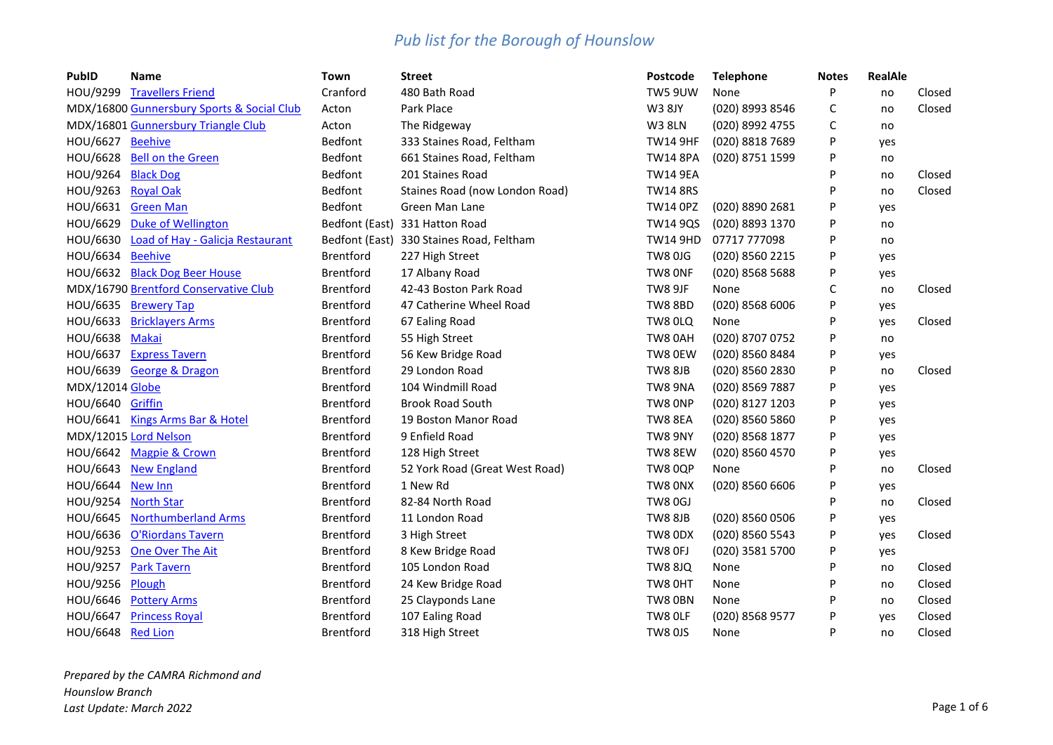# *Pub list for the Borough of Hounslow*

| PubID | Name | Town | Street | Postcode | Telephone | Notes | RealAle | |
|---|---|---|---|---|---|---|---|---|
| HOU/9299 | Travellers Friend | Cranford | 480 Bath Road | TW5 9UW | None | P | no | Closed |
| MDX/16800 | Gunnersbury Sports & Social Club | Acton | Park Place | W3 8JY | (020) 8993 8546 | C | no | Closed |
| MDX/16801 | Gunnersbury Triangle Club | Acton | The Ridgeway | W3 8LN | (020) 8992 4755 | C | no | |
| HOU/6627 | Beehive | Bedfont | 333 Staines Road, Feltham | TW14 9HF | (020) 8818 7689 | P | yes | |
| HOU/6628 | Bell on the Green | Bedfont | 661 Staines Road, Feltham | TW14 8PA | (020) 8751 1599 | P | no | |
| HOU/9264 | Black Dog | Bedfont | 201 Staines Road | TW14 9EA | | P | no | Closed |
| HOU/9263 | Royal Oak | Bedfont | Staines Road (now London Road) | TW14 8RS | | P | no | Closed |
| HOU/6631 | Green Man | Bedfont | Green Man Lane | TW14 0PZ | (020) 8890 2681 | P | yes | |
| HOU/6629 | Duke of Wellington | Bedfont (East) | 331 Hatton Road | TW14 9QS | (020) 8893 1370 | P | no | |
| HOU/6630 | Load of Hay - Galicja Restaurant | Bedfont (East) | 330 Staines Road, Feltham | TW14 9HD | 07717 777098 | P | no | |
| HOU/6634 | Beehive | Brentford | 227 High Street | TW8 0JG | (020) 8560 2215 | P | yes | |
| HOU/6632 | Black Dog Beer House | Brentford | 17 Albany Road | TW8 0NF | (020) 8568 5688 | P | yes | |
| MDX/16790 | Brentford Conservative Club | Brentford | 42-43 Boston Park Road | TW8 9JF | None | C | no | Closed |
| HOU/6635 | Brewery Tap | Brentford | 47 Catherine Wheel Road | TW8 8BD | (020) 8568 6006 | P | yes | |
| HOU/6633 | Bricklayers Arms | Brentford | 67 Ealing Road | TW8 0LQ | None | P | yes | Closed |
| HOU/6638 | Makai | Brentford | 55 High Street | TW8 0AH | (020) 8707 0752 | P | no | |
| HOU/6637 | Express Tavern | Brentford | 56 Kew Bridge Road | TW8 0EW | (020) 8560 8484 | P | yes | |
| HOU/6639 | George & Dragon | Brentford | 29 London Road | TW8 8JB | (020) 8560 2830 | P | no | Closed |
| MDX/12014 | Globe | Brentford | 104 Windmill Road | TW8 9NA | (020) 8569 7887 | P | yes | |
| HOU/6640 | Griffin | Brentford | Brook Road South | TW8 0NP | (020) 8127 1203 | P | yes | |
| HOU/6641 | Kings Arms Bar & Hotel | Brentford | 19 Boston Manor Road | TW8 8EA | (020) 8560 5860 | P | yes | |
| MDX/12015 | Lord Nelson | Brentford | 9 Enfield Road | TW8 9NY | (020) 8568 1877 | P | yes | |
| HOU/6642 | Magpie & Crown | Brentford | 128 High Street | TW8 8EW | (020) 8560 4570 | P | yes | |
| HOU/6643 | New England | Brentford | 52 York Road (Great West Road) | TW8 0QP | None | P | no | Closed |
| HOU/6644 | New Inn | Brentford | 1 New Rd | TW8 0NX | (020) 8560 6606 | P | yes | |
| HOU/9254 | North Star | Brentford | 82-84 North Road | TW8 0GJ | | P | no | Closed |
| HOU/6645 | Northumberland Arms | Brentford | 11 London Road | TW8 8JB | (020) 8560 0506 | P | yes | |
| HOU/6636 | O'Riordans Tavern | Brentford | 3 High Street | TW8 0DX | (020) 8560 5543 | P | yes | Closed |
| HOU/9253 | One Over The Ait | Brentford | 8 Kew Bridge Road | TW8 0FJ | (020) 3581 5700 | P | yes | |
| HOU/9257 | Park Tavern | Brentford | 105 London Road | TW8 8JQ | None | P | no | Closed |
| HOU/9256 | Plough | Brentford | 24 Kew Bridge Road | TW8 0HT | None | P | no | Closed |
| HOU/6646 | Pottery Arms | Brentford | 25 Claypონds Lane | TW8 0BN | None | P | no | Closed |
| HOU/6647 | Princess Royal | Brentford | 107 Ealing Road | TW8 0LF | (020) 8568 9577 | P | yes | Closed |
| HOU/6648 | Red Lion | Brentford | 318 High Street | TW8 0JS | None | P | no | Closed |

*Prepared by the CAMRA Richmond and Hounslow Branch*
*Last Update: March 2022*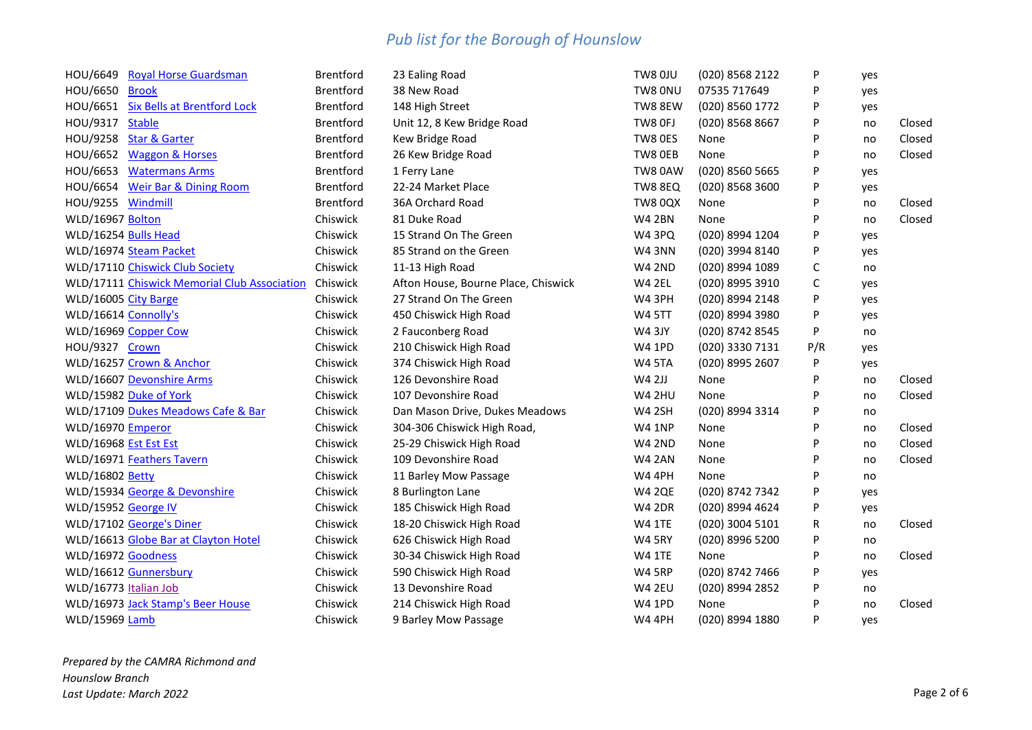# Pub list for the Borough of Hounslow

| | | | | | | | | |
|---|---|---|---|---|---|---|---|---|
| HOU/6649 | Royal Horse Guardsman | Brentford | 23 Ealing Road | TW8 0JU | (020) 8568 2122 | P | yes | |
| HOU/6650 | Brook | Brentford | 38 New Road | TW8 0NU | 07535 717649 | P | yes | |
| HOU/6651 | Six Bells at Brentford Lock | Brentford | 148 High Street | TW8 8EW | (020) 8560 1772 | P | yes | |
| HOU/9317 | Stable | Brentford | Unit 12, 8 Kew Bridge Road | TW8 0FJ | (020) 8568 8667 | P | no | Closed |
| HOU/9258 | Star & Garter | Brentford | Kew Bridge Road | TW8 0ES | None | P | no | Closed |
| HOU/6652 | Waggon & Horses | Brentford | 26 Kew Bridge Road | TW8 0EB | None | P | no | Closed |
| HOU/6653 | Watermans Arms | Brentford | 1 Ferry Lane | TW8 0AW | (020) 8560 5665 | P | yes | |
| HOU/6654 | Weir Bar & Dining Room | Brentford | 22-24 Market Place | TW8 8EQ | (020) 8568 3600 | P | yes | |
| HOU/9255 | Windmill | Brentford | 36A Orchard Road | TW8 0QX | None | P | no | Closed |
| WLD/16967 | Bolton | Chiswick | 81 Duke Road | W4 2BN | None | P | no | Closed |
| WLD/16254 | Bulls Head | Chiswick | 15 Strand On The Green | W4 3PQ | (020) 8994 1204 | P | yes | |
| WLD/16974 | Steam Packet | Chiswick | 85 Strand on the Green | W4 3NN | (020) 3994 8140 | P | yes | |
| WLD/17110 | Chiswick Club Society | Chiswick | 11-13 High Road | W4 2ND | (020) 8994 1089 | C | no | |
| WLD/17111 | Chiswick Memorial Club Association | Chiswick | Afton House, Bourne Place, Chiswick | W4 2EL | (020) 8995 3910 | C | yes | |
| WLD/16005 | City Barge | Chiswick | 27 Strand On The Green | W4 3PH | (020) 8994 2148 | P | yes | |
| WLD/16614 | Connolly's | Chiswick | 450 Chiswick High Road | W4 5TT | (020) 8994 3980 | P | yes | |
| WLD/16969 | Copper Cow | Chiswick | 2 Fauconberg Road | W4 3JY | (020) 8742 8545 | P | no | |
| HOU/9327 | Crown | Chiswick | 210 Chiswick High Road | W4 1PD | (020) 3330 7131 | P/R | yes | |
| WLD/16257 | Crown & Anchor | Chiswick | 374 Chiswick High Road | W4 5TA | (020) 8995 2607 | P | yes | |
| WLD/16607 | Devonshire Arms | Chiswick | 126 Devonshire Road | W4 2JJ | None | P | no | Closed |
| WLD/15982 | Duke of York | Chiswick | 107 Devonshire Road | W4 2HU | None | P | no | Closed |
| WLD/17109 | Dukes Meadows Cafe & Bar | Chiswick | Dan Mason Drive, Dukes Meadows | W4 2SH | (020) 8994 3314 | P | no | |
| WLD/16970 | Emperor | Chiswick | 304-306 Chiswick High Road, | W4 1NP | None | P | no | Closed |
| WLD/16968 | Est Est Est | Chiswick | 25-29 Chiswick High Road | W4 2ND | None | P | no | Closed |
| WLD/16971 | Feathers Tavern | Chiswick | 109 Devonshire Road | W4 2AN | None | P | no | Closed |
| WLD/16802 | Betty | Chiswick | 11 Barley Mow Passage | W4 4PH | None | P | no | |
| WLD/15934 | George & Devonshire | Chiswick | 8 Burlington Lane | W4 2QE | (020) 8742 7342 | P | yes | |
| WLD/15952 | George IV | Chiswick | 185 Chiswick High Road | W4 2DR | (020) 8994 4624 | P | yes | |
| WLD/17102 | George's Diner | Chiswick | 18-20 Chiswick High Road | W4 1TE | (020) 3004 5101 | R | no | Closed |
| WLD/16613 | Globe Bar at Clayton Hotel | Chiswick | 626 Chiswick High Road | W4 5RY | (020) 8996 5200 | P | no | |
| WLD/16972 | Goodness | Chiswick | 30-34 Chiswick High Road | W4 1TE | None | P | no | Closed |
| WLD/16612 | Gunnersbury | Chiswick | 590 Chiswick High Road | W4 5RP | (020) 8742 7466 | P | yes | |
| WLD/16773 | Italian Job | Chiswick | 13 Devonshire Road | W4 2EU | (020) 8994 2852 | P | no | |
| WLD/16973 | Jack Stamp's Beer House | Chiswick | 214 Chiswick High Road | W4 1PD | None | P | no | Closed |
| WLD/15969 | Lamb | Chiswick | 9 Barley Mow Passage | W4 4PH | (020) 8994 1880 | P | yes | |

*Prepared by the CAMRA Richmond and Hounslow Branch*
*Last Update: March 2022*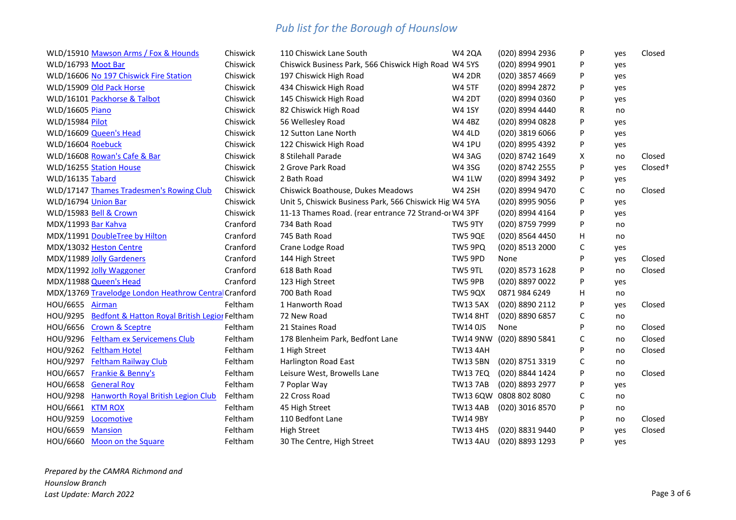# Pub list for the Borough of Hounslow

| | | | | | | | | |
|---|---|---|---|---|---|---|---|---|
| WLD/15910 | Mawson Arms / Fox & Hounds | Chiswick | 110 Chiswick Lane South | W4 2QA | (020) 8994 2936 | P | yes | Closed |
| WLD/16793 | Moot Bar | Chiswick | Chiswick Business Park, 566 Chiswick High Road | W4 5YS | (020) 8994 9901 | P | yes | |
| WLD/16606 | No 197 Chiswick Fire Station | Chiswick | 197 Chiswick High Road | W4 2DR | (020) 3857 4669 | P | yes | |
| WLD/15909 | Old Pack Horse | Chiswick | 434 Chiswick High Road | W4 5TF | (020) 8994 2872 | P | yes | |
| WLD/16101 | Packhorse & Talbot | Chiswick | 145 Chiswick High Road | W4 2DT | (020) 8994 0360 | P | yes | |
| WLD/16605 | Piano | Chiswick | 82 Chiswick High Road | W4 1SY | (020) 8994 4440 | R | no | |
| WLD/15984 | Pilot | Chiswick | 56 Wellesley Road | W4 4BZ | (020) 8994 0828 | P | yes | |
| WLD/16609 | Queen's Head | Chiswick | 12 Sutton Lane North | W4 4LD | (020) 3819 6066 | P | yes | |
| WLD/16604 | Roebuck | Chiswick | 122 Chiswick High Road | W4 1PU | (020) 8995 4392 | P | yes | |
| WLD/16608 | Rowan's Cafe & Bar | Chiswick | 8 Stilehall Parade | W4 3AG | (020) 8742 1649 | X | no | Closed |
| WLD/16255 | Station House | Chiswick | 2 Grove Park Road | W4 3SG | (020) 8742 2555 | P | yes | Closed† |
| WLD/16135 | Tabard | Chiswick | 2 Bath Road | W4 1LW | (020) 8994 3492 | P | yes | |
| WLD/17147 | Thames Tradesmen's Rowing Club | Chiswick | Chiswick Boathouse, Dukes Meadows | W4 2SH | (020) 8994 9470 | C | no | Closed |
| WLD/16794 | Union Bar | Chiswick | Unit 5, Chiswick Business Park, 566 Chiswick Hig | W4 5YA | (020) 8995 9056 | P | yes | |
| WLD/15983 | Bell & Crown | Chiswick | 11-13 Thames Road. (rear entrance 72 Strand-or | W4 3PF | (020) 8994 4164 | P | yes | |
| MDX/11993 | Bar Kahva | Cranford | 734 Bath Road | TW5 9TY | (020) 8759 7999 | P | no | |
| MDX/11991 | DoubleTree by Hilton | Cranford | 745 Bath Road | TW5 9QE | (020) 8564 4450 | H | no | |
| MDX/13032 | Heston Centre | Cranford | Crane Lodge Road | TW5 9PQ | (020) 8513 2000 | C | yes | |
| MDX/11989 | Jolly Gardeners | Cranford | 144 High Street | TW5 9PD | None | P | yes | Closed |
| MDX/11992 | Jolly Waggoner | Cranford | 618 Bath Road | TW5 9TL | (020) 8573 1628 | P | no | Closed |
| MDX/11988 | Queen's Head | Cranford | 123 High Street | TW5 9PB | (020) 8897 0022 | P | yes | |
| MDX/13769 | Travelodge London Heathrow Central | Cranford | 700 Bath Road | TW5 9QX | 0871 984 6249 | H | no | |
| HOU/6655 | Airman | Feltham | 1 Hanworth Road | TW13 5AX | (020) 8890 2112 | P | yes | Closed |
| HOU/9295 | Bedfont & Hatton Royal British Legion | Feltham | 72 New Road | TW14 8HT | (020) 8890 6857 | C | no | |
| HOU/6656 | Crown & Sceptre | Feltham | 21 Staines Road | TW14 0JS | None | P | no | Closed |
| HOU/9296 | Feltham ex Servicemens Club | Feltham | 178 Blenheim Park, Bedfont Lane | TW14 9NW | (020) 8890 5841 | C | no | Closed |
| HOU/9262 | Feltham Hotel | Feltham | 1 High Street | TW13 4AH | | P | no | Closed |
| HOU/9297 | Feltham Railway Club | Feltham | Harlington Road East | TW13 5BN | (020) 8751 3319 | C | no | |
| HOU/6657 | Frankie & Benny's | Feltham | Leisure West, Browells Lane | TW13 7EQ | (020) 8844 1424 | P | no | Closed |
| HOU/6658 | General Roy | Feltham | 7 Poplar Way | TW13 7AB | (020) 8893 2977 | P | yes | |
| HOU/9298 | Hanworth Royal British Legion Club | Feltham | 22 Cross Road | TW13 6QW | 0808 802 8080 | C | no | |
| HOU/6661 | KTM ROX | Feltham | 45 High Street | TW13 4AB | (020) 3016 8570 | P | no | |
| HOU/9259 | Locomotive | Feltham | 110 Bedfont Lane | TW14 9BY | | P | no | Closed |
| HOU/6659 | Mansion | Feltham | High Street | TW13 4HS | (020) 8831 9440 | P | yes | Closed |
| HOU/6660 | Moon on the Square | Feltham | 30 The Centre, High Street | TW13 4AU | (020) 8893 1293 | P | yes | |

*Prepared by the CAMRA Richmond and Hounslow Branch*
*Last Update: March 2022*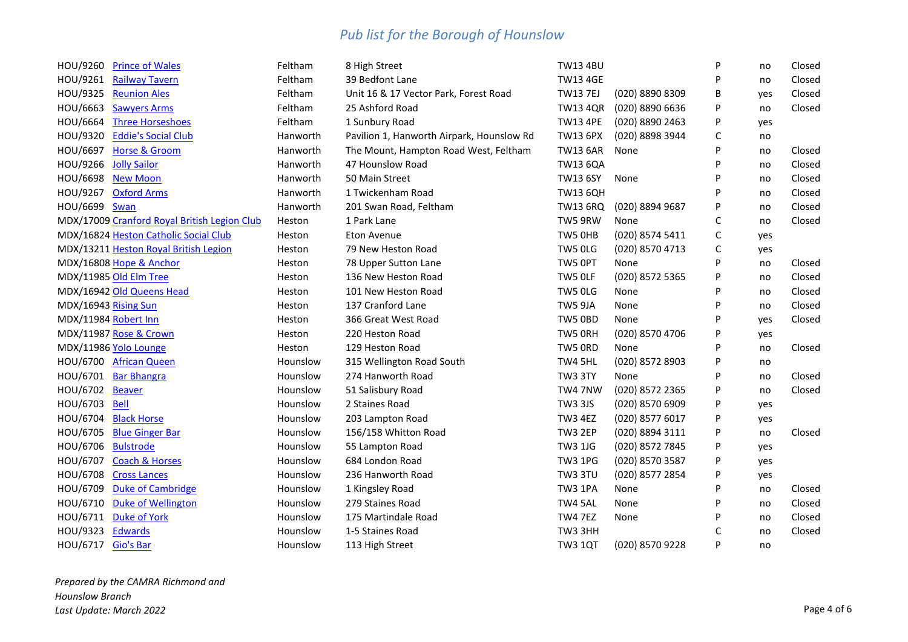# Pub list for the Borough of Hounslow

| | | | | | | | | |
|---|---|---|---|---|---|---|---|---|
| HOU/9260 | Prince of Wales | Feltham | 8 High Street | TW13 4BU | | P | no | Closed |
| HOU/9261 | Railway Tavern | Feltham | 39 Bedfont Lane | TW13 4GE | | P | no | Closed |
| HOU/9325 | Reunion Ales | Feltham | Unit 16 & 17 Vector Park, Forest Road | TW13 7EJ | (020) 8890 8309 | B | yes | Closed |
| HOU/6663 | Sawyers Arms | Feltham | 25 Ashford Road | TW13 4QR | (020) 8890 6636 | P | no | Closed |
| HOU/6664 | Three Horseshoes | Feltham | 1 Sunbury Road | TW13 4PE | (020) 8890 2463 | P | yes | |
| HOU/9320 | Eddie's Social Club | Hanworth | Pavilion 1, Hanworth Airpark, Hounslow Rd | TW13 6PX | (020) 8898 3944 | C | no | |
| HOU/6697 | Horse & Groom | Hanworth | The Mount, Hampton Road West, Feltham | TW13 6AR | None | P | no | Closed |
| HOU/9266 | Jolly Sailor | Hanworth | 47 Hounslow Road | TW13 6QA | | P | no | Closed |
| HOU/6698 | New Moon | Hanworth | 50 Main Street | TW13 6SY | None | P | no | Closed |
| HOU/9267 | Oxford Arms | Hanworth | 1 Twickenham Road | TW13 6QH | | P | no | Closed |
| HOU/6699 | Swan | Hanworth | 201 Swan Road, Feltham | TW13 6RQ | (020) 8894 9687 | P | no | Closed |
| MDX/17009 | Cranford Royal British Legion Club | Heston | 1 Park Lane | TW5 9RW | None | C | no | Closed |
| MDX/16824 | Heston Catholic Social Club | Heston | Eton Avenue | TW5 0HB | (020) 8574 5411 | C | yes | |
| MDX/13211 | Heston Royal British Legion | Heston | 79 New Heston Road | TW5 0LG | (020) 8570 4713 | C | yes | |
| MDX/16808 | Hope & Anchor | Heston | 78 Upper Sutton Lane | TW5 0PT | None | P | no | Closed |
| MDX/11985 | Old Elm Tree | Heston | 136 New Heston Road | TW5 0LF | (020) 8572 5365 | P | no | Closed |
| MDX/16942 | Old Queens Head | Heston | 101 New Heston Road | TW5 0LG | None | P | no | Closed |
| MDX/16943 | Rising Sun | Heston | 137 Cranford Lane | TW5 9JA | None | P | no | Closed |
| MDX/11984 | Robert Inn | Heston | 366 Great West Road | TW5 0BD | None | P | yes | Closed |
| MDX/11987 | Rose & Crown | Heston | 220 Heston Road | TW5 0RH | (020) 8570 4706 | P | yes | |
| MDX/11986 | Yolo Lounge | Heston | 129 Heston Road | TW5 0RD | None | P | no | Closed |
| HOU/6700 | African Queen | Hounslow | 315 Wellington Road South | TW4 5HL | (020) 8572 8903 | P | no | |
| HOU/6701 | Bar Bhangra | Hounslow | 274 Hanworth Road | TW3 3TY | None | P | no | Closed |
| HOU/6702 | Beaver | Hounslow | 51 Salisbury Road | TW4 7NW | (020) 8572 2365 | P | no | Closed |
| HOU/6703 | Bell | Hounslow | 2 Staines Road | TW3 3JS | (020) 8570 6909 | P | yes | |
| HOU/6704 | Black Horse | Hounslow | 203 Lampton Road | TW3 4EZ | (020) 8577 6017 | P | yes | |
| HOU/6705 | Blue Ginger Bar | Hounslow | 156/158 Whitton Road | TW3 2EP | (020) 8894 3111 | P | no | Closed |
| HOU/6706 | Bulstrode | Hounslow | 55 Lampton Road | TW3 1JG | (020) 8572 7845 | P | yes | |
| HOU/6707 | Coach & Horses | Hounslow | 684 London Road | TW3 1PG | (020) 8570 3587 | P | yes | |
| HOU/6708 | Cross Lances | Hounslow | 236 Hanworth Road | TW3 3TU | (020) 8577 2854 | P | yes | |
| HOU/6709 | Duke of Cambridge | Hounslow | 1 Kingsley Road | TW3 1PA | None | P | no | Closed |
| HOU/6710 | Duke of Wellington | Hounslow | 279 Staines Road | TW4 5AL | None | P | no | Closed |
| HOU/6711 | Duke of York | Hounslow | 175 Martindale Road | TW4 7EZ | None | P | no | Closed |
| HOU/9323 | Edwards | Hounslow | 1-5 Staines Road | TW3 3HH | | C | no | Closed |
| HOU/6717 | Gio's Bar | Hounslow | 113 High Street | TW3 1QT | (020) 8570 9228 | P | no | |

*Prepared by the CAMRA Richmond and Hounslow Branch*
*Last Update: March 2022*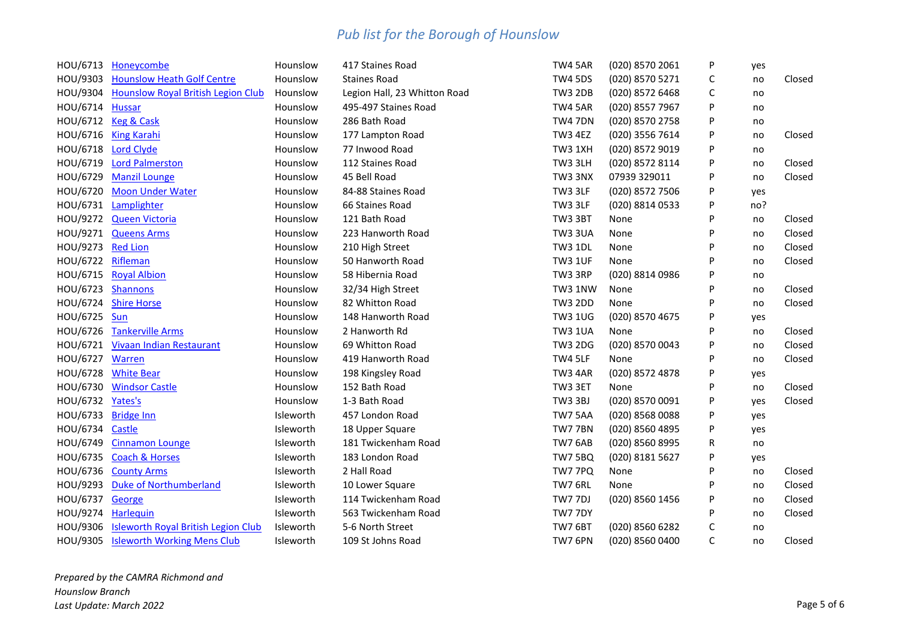*Pub list for the Borough of Hounslow*

| | | | | | | | | |
|---|---|---|---|---|---|---|---|---|
| HOU/6713 | Honeycombe | Hounslow | 417 Staines Road | TW4 5AR | (020) 8570 2061 | P | yes | |
| HOU/9303 | Hounslow Heath Golf Centre | Hounslow | Staines Road | TW4 5DS | (020) 8570 5271 | C | no | Closed |
| HOU/9304 | Hounslow Royal British Legion Club | Hounslow | Legion Hall, 23 Whitton Road | TW3 2DB | (020) 8572 6468 | C | no | |
| HOU/6714 | Hussar | Hounslow | 495-497 Staines Road | TW4 5AR | (020) 8557 7967 | P | no | |
| HOU/6712 | Keg & Cask | Hounslow | 286 Bath Road | TW4 7DN | (020) 8570 2758 | P | no | |
| HOU/6716 | King Karahi | Hounslow | 177 Lampton Road | TW3 4EZ | (020) 3556 7614 | P | no | Closed |
| HOU/6718 | Lord Clyde | Hounslow | 77 Inwood Road | TW3 1XH | (020) 8572 9019 | P | no | |
| HOU/6719 | Lord Palmerston | Hounslow | 112 Staines Road | TW3 3LH | (020) 8572 8114 | P | no | Closed |
| HOU/6729 | Manzil Lounge | Hounslow | 45 Bell Road | TW3 3NX | 07939 329011 | P | no | Closed |
| HOU/6720 | Moon Under Water | Hounslow | 84-88 Staines Road | TW3 3LF | (020) 8572 7506 | P | yes | |
| HOU/6731 | Lamplighter | Hounslow | 66 Staines Road | TW3 3LF | (020) 8814 0533 | P | no? | |
| HOU/9272 | Queen Victoria | Hounslow | 121 Bath Road | TW3 3BT | None | P | no | Closed |
| HOU/9271 | Queens Arms | Hounslow | 223 Hanworth Road | TW3 3UA | None | P | no | Closed |
| HOU/9273 | Red Lion | Hounslow | 210 High Street | TW3 1DL | None | P | no | Closed |
| HOU/6722 | Rifleman | Hounslow | 50 Hanworth Road | TW3 1UF | None | P | no | Closed |
| HOU/6715 | Royal Albion | Hounslow | 58 Hibernia Road | TW3 3RP | (020) 8814 0986 | P | no | |
| HOU/6723 | Shannons | Hounslow | 32/34 High Street | TW3 1NW | None | P | no | Closed |
| HOU/6724 | Shire Horse | Hounslow | 82 Whitton Road | TW3 2DD | None | P | no | Closed |
| HOU/6725 | Sun | Hounslow | 148 Hanworth Road | TW3 1UG | (020) 8570 4675 | P | yes | |
| HOU/6726 | Tankerville Arms | Hounslow | 2 Hanworth Rd | TW3 1UA | None | P | no | Closed |
| HOU/6721 | Vivaan Indian Restaurant | Hounslow | 69 Whitton Road | TW3 2DG | (020) 8570 0043 | P | no | Closed |
| HOU/6727 | Warren | Hounslow | 419 Hanworth Road | TW4 5LF | None | P | no | Closed |
| HOU/6728 | White Bear | Hounslow | 198 Kingsley Road | TW3 4AR | (020) 8572 4878 | P | yes | |
| HOU/6730 | Windsor Castle | Hounslow | 152 Bath Road | TW3 3ET | None | P | no | Closed |
| HOU/6732 | Yates's | Hounslow | 1-3 Bath Road | TW3 3BJ | (020) 8570 0091 | P | yes | Closed |
| HOU/6733 | Bridge Inn | Isleworth | 457 London Road | TW7 5AA | (020) 8568 0088 | P | yes | |
| HOU/6734 | Castle | Isleworth | 18 Upper Square | TW7 7BN | (020) 8560 4895 | P | yes | |
| HOU/6749 | Cinnamon Lounge | Isleworth | 181 Twickenham Road | TW7 6AB | (020) 8560 8995 | R | no | |
| HOU/6735 | Coach & Horses | Isleworth | 183 London Road | TW7 5BQ | (020) 8181 5627 | P | yes | |
| HOU/6736 | County Arms | Isleworth | 2 Hall Road | TW7 7PQ | None | P | no | Closed |
| HOU/9293 | Duke of Northumberland | Isleworth | 10 Lower Square | TW7 6RL | None | P | no | Closed |
| HOU/6737 | George | Isleworth | 114 Twickenham Road | TW7 7DJ | (020) 8560 1456 | P | no | Closed |
| HOU/9274 | Harlequin | Isleworth | 563 Twickenham Road | TW7 7DY | | P | no | Closed |
| HOU/9306 | Isleworth Royal British Legion Club | Isleworth | 5-6 North Street | TW7 6BT | (020) 8560 6282 | C | no | |
| HOU/9305 | Isleworth Working Mens Club | Isleworth | 109 St Johns Road | TW7 6PN | (020) 8560 0400 | C | no | Closed |

*Prepared by the CAMRA Richmond and Hounslow Branch*
*Last Update: March 2022*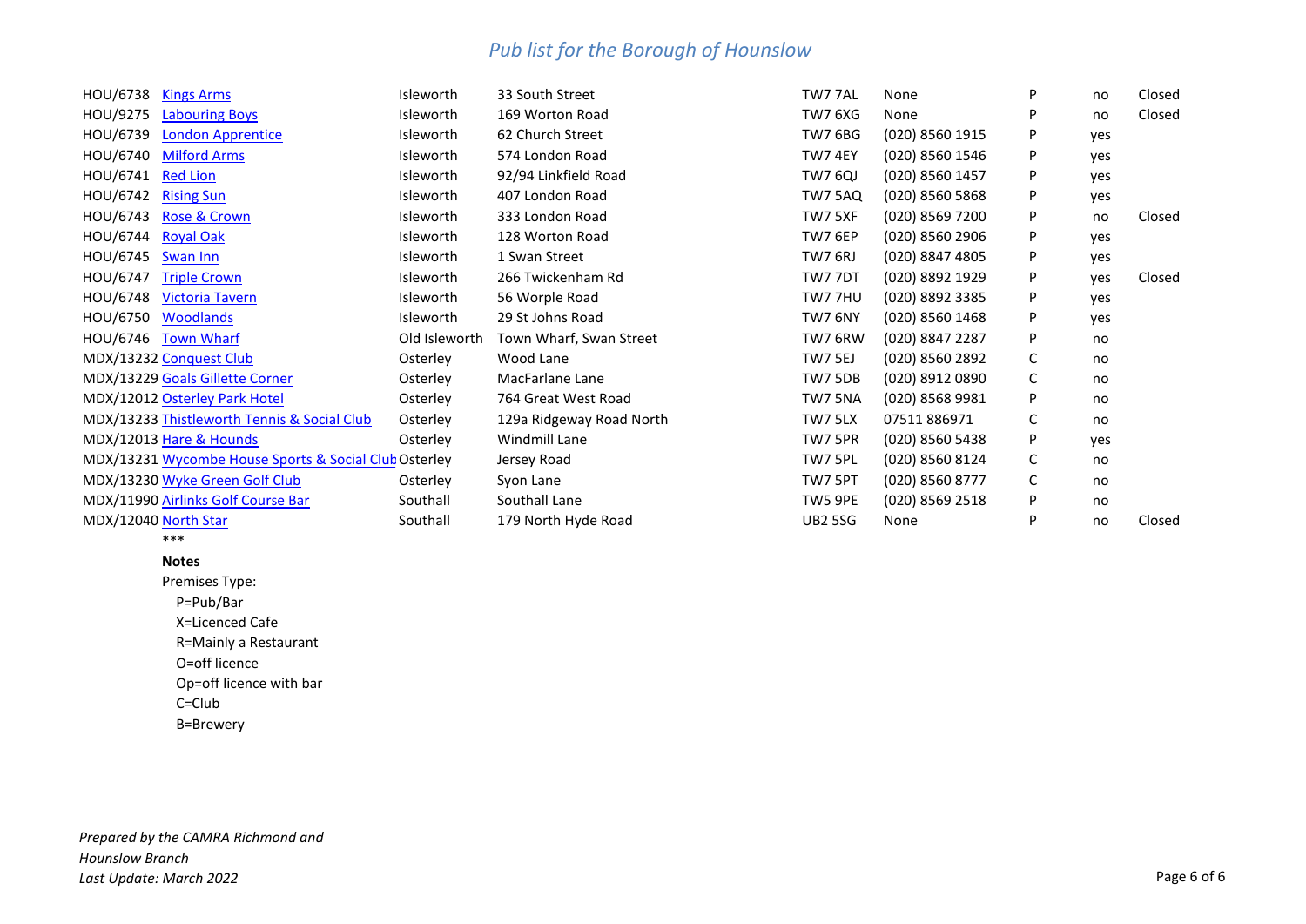# Pub list for the Borough of Hounslow

| | | | | | | | | |
|---|---|---|---|---|---|---|---|---|
| HOU/6738 | Kings Arms | Isleworth | 33 South Street | TW7 7AL | None | P | no | Closed |
| HOU/9275 | Labouring Boys | Isleworth | 169 Worton Road | TW7 6XG | None | P | no | Closed |
| HOU/6739 | London Apprentice | Isleworth | 62 Church Street | TW7 6BG | (020) 8560 1915 | P | yes | |
| HOU/6740 | Milford Arms | Isleworth | 574 London Road | TW7 4EY | (020) 8560 1546 | P | yes | |
| HOU/6741 | Red Lion | Isleworth | 92/94 Linkfield Road | TW7 6QJ | (020) 8560 1457 | P | yes | |
| HOU/6742 | Rising Sun | Isleworth | 407 London Road | TW7 5AQ | (020) 8560 5868 | P | yes | |
| HOU/6743 | Rose & Crown | Isleworth | 333 London Road | TW7 5XF | (020) 8569 7200 | P | no | Closed |
| HOU/6744 | Royal Oak | Isleworth | 128 Worton Road | TW7 6EP | (020) 8560 2906 | P | yes | |
| HOU/6745 | Swan Inn | Isleworth | 1 Swan Street | TW7 6RJ | (020) 8847 4805 | P | yes | |
| HOU/6747 | Triple Crown | Isleworth | 266 Twickenham Rd | TW7 7DT | (020) 8892 1929 | P | yes | Closed |
| HOU/6748 | Victoria Tavern | Isleworth | 56 Worple Road | TW7 7HU | (020) 8892 3385 | P | yes | |
| HOU/6750 | Woodlands | Isleworth | 29 St Johns Road | TW7 6NY | (020) 8560 1468 | P | yes | |
| HOU/6746 | Town Wharf | Old Isleworth | Town Wharf, Swan Street | TW7 6RW | (020) 8847 2287 | P | no | |
| MDX/13232 | Conquest Club | Osterley | Wood Lane | TW7 5EJ | (020) 8560 2892 | C | no | |
| MDX/13229 | Goals Gillette Corner | Osterley | MacFarlane Lane | TW7 5DB | (020) 8912 0890 | C | no | |
| MDX/12012 | Osterley Park Hotel | Osterley | 764 Great West Road | TW7 5NA | (020) 8568 9981 | P | no | |
| MDX/13233 | Thistleworth Tennis & Social Club | Osterley | 129a Ridgeway Road North | TW7 5LX | 07511 886971 | C | no | |
| MDX/12013 | Hare & Hounds | Osterley | Windmill Lane | TW7 5PR | (020) 8560 5438 | P | yes | |
| MDX/13231 | Wycombe House Sports & Social Club | Osterley | Jersey Road | TW7 5PL | (020) 8560 8124 | C | no | |
| MDX/13230 | Wyke Green Golf Club | Osterley | Syon Lane | TW7 5PT | (020) 8560 8777 | C | no | |
| MDX/11990 | Airlinks Golf Course Bar | Southall | Southall Lane | TW5 9PE | (020) 8569 2518 | P | no | |
| MDX/12040 | North Star | Southall | 179 North Hyde Road | UB2 5SG | None | P | no | Closed |

***

**Notes**

Premises Type:

- P=Pub/Bar
- X=Licenced Cafe
- R=Mainly a Restaurant
- O=off licence
- Op=off licence with bar
- C=Club
- B=Brewery

*Prepared by the CAMRA Richmond and Hounslow Branch*
*Last Update: March 2022*